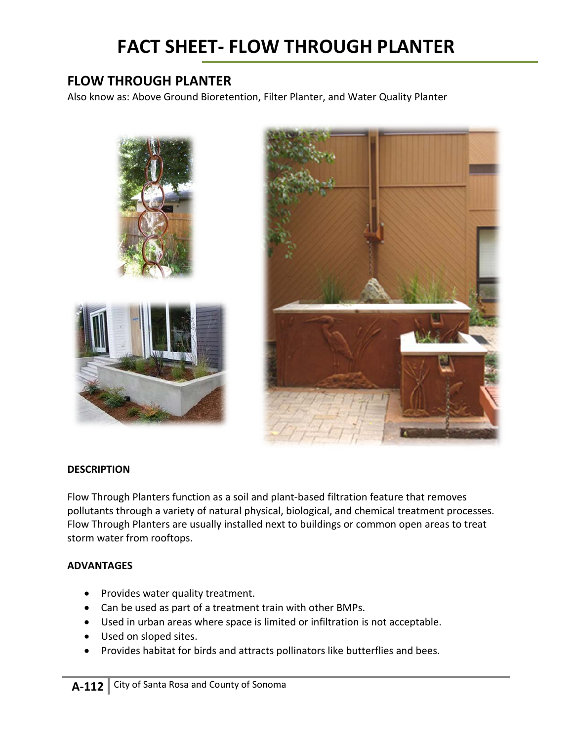# FACT SHEET- FLOW THROUGH PLANTER

## FLOW THROUGH PLANTER

Also know as: Above Ground Bioretention, Filter Planter, and Water Quality Planter

**DESCRIPTION**

Flow Through Planters function as a soil and plant-based filtration feature that removes pollutants through a variety of natural physical, biological, and chemical treatment processes. Flow Through Planters are usually installed next to buildings or common open areas to treat storm water from rooftops.

**ADVANTAGES**

- Provides water quality treatment.
- Can be used as part of a treatment train with other BMPs.
- Used in urban areas where space is limited or infiltration is not acceptable.
- Used on sloped sites.
- Provides habitat for birds and attracts pollinators like butterflies and bees.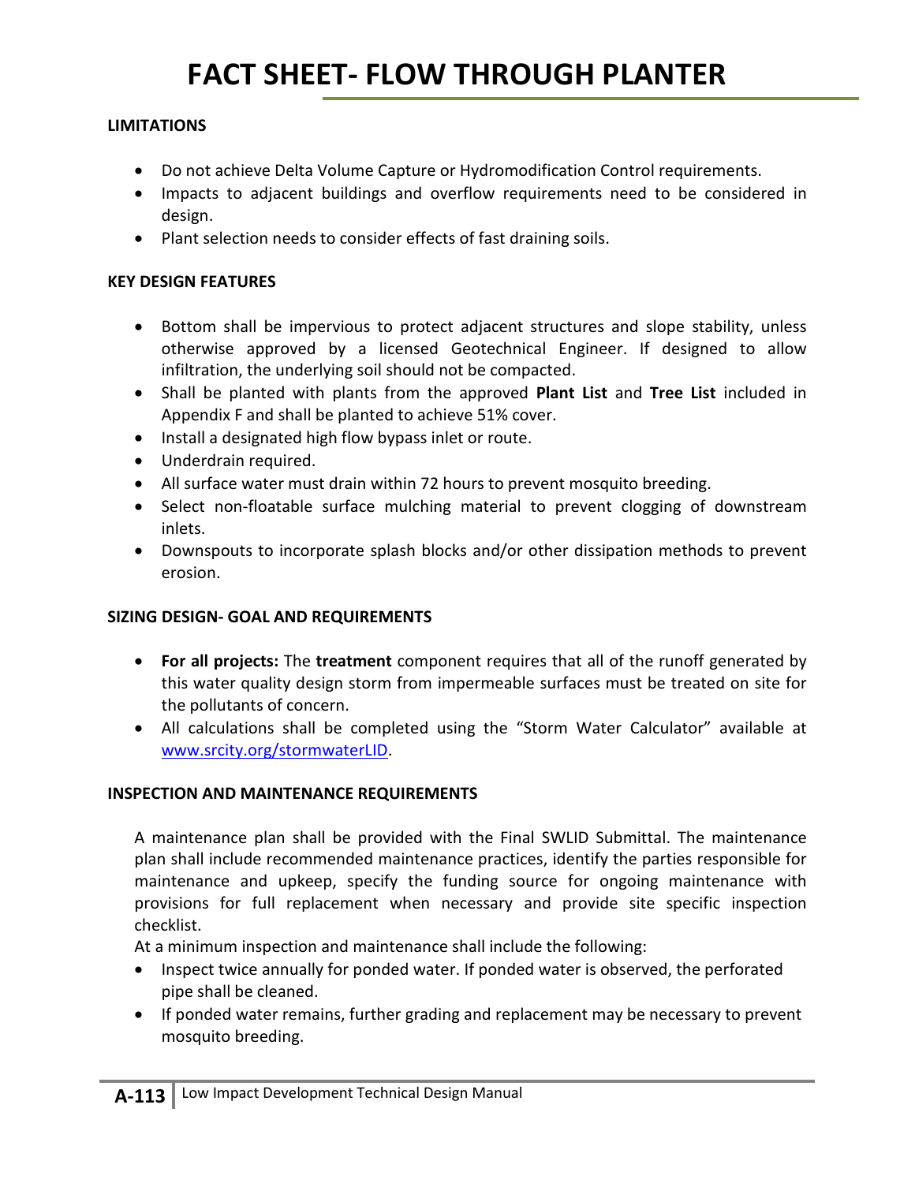# FACT SHEET- FLOW THROUGH PLANTER

**LIMITATIONS**

- Do not achieve Delta Volume Capture or Hydromodification Control requirements.
- Impacts to adjacent buildings and overflow requirements need to be considered in design.
- Plant selection needs to consider effects of fast draining soils.

**KEY DESIGN FEATURES**

- Bottom shall be impervious to protect adjacent structures and slope stability, unless otherwise approved by a licensed Geotechnical Engineer. If designed to allow infiltration, the underlying soil should not be compacted.
- Shall be planted with plants from the approved **Plant List** and **Tree List** included in Appendix F and shall be planted to achieve 51% cover.
- Install a designated high flow bypass inlet or route.
- Underdrain required.
- All surface water must drain within 72 hours to prevent mosquito breeding.
- Select non-floatable surface mulching material to prevent clogging of downstream inlets.
- Downspouts to incorporate splash blocks and/or other dissipation methods to prevent erosion.

**SIZING DESIGN- GOAL AND REQUIREMENTS**

- **For all projects:** The **treatment** component requires that all of the runoff generated by this water quality design storm from impermeable surfaces must be treated on site for the pollutants of concern.
- All calculations shall be completed using the "Storm Water Calculator" available at www.srcity.org/stormwaterLID.

**INSPECTION AND MAINTENANCE REQUIREMENTS**

A maintenance plan shall be provided with the Final SWLID Submittal. The maintenance plan shall include recommended maintenance practices, identify the parties responsible for maintenance and upkeep, specify the funding source for ongoing maintenance with provisions for full replacement when necessary and provide site specific inspection checklist.

At a minimum inspection and maintenance shall include the following:

- Inspect twice annually for ponded water. If ponded water is observed, the perforated pipe shall be cleaned.
- If ponded water remains, further grading and replacement may be necessary to prevent mosquito breeding.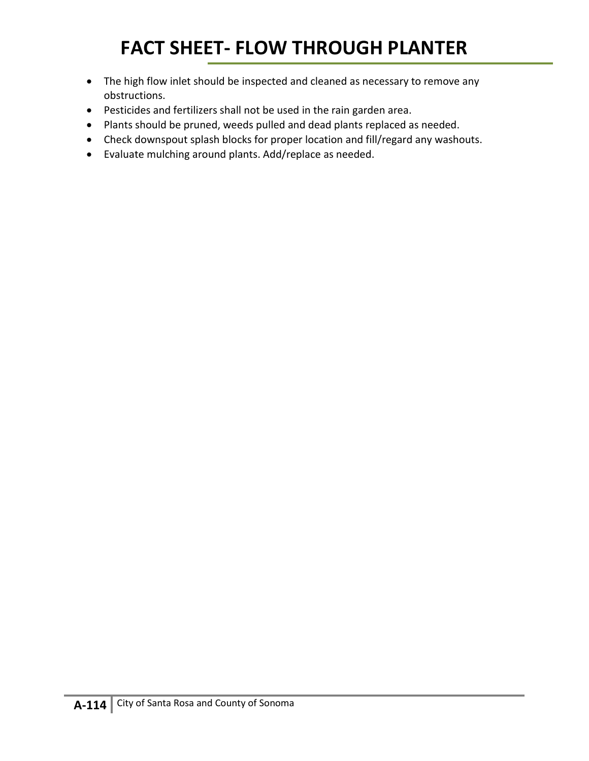# FACT SHEET- FLOW THROUGH PLANTER

- The high flow inlet should be inspected and cleaned as necessary to remove any obstructions.
- Pesticides and fertilizers shall not be used in the rain garden area.
- Plants should be pruned, weeds pulled and dead plants replaced as needed.
- Check downspout splash blocks for proper location and fill/regard any washouts.
- Evaluate mulching around plants. Add/replace as needed.